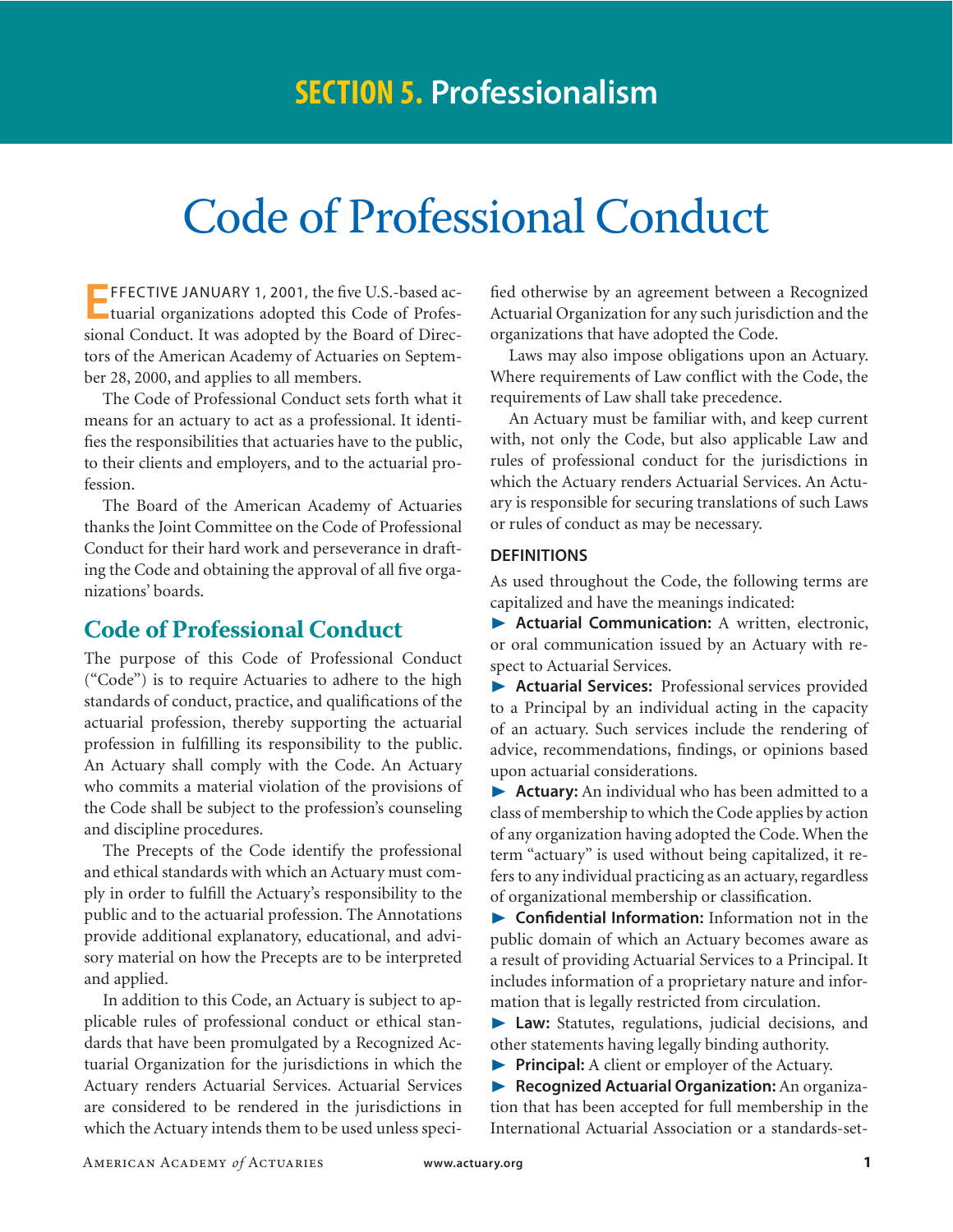# SECTION 5. Professionalism

# Code of Professional Conduct

EFFECTIVE JANUARY 1, 2001, the five U.S.-based actuarial organizations adopted this Code of Professional Conduct. It was adopted by the Board of Directors of the American Academy of Actuaries on September 28, 2000, and applies to all members.

The Code of Professional Conduct sets forth what it means for an actuary to act as a professional. It identifies the responsibilities that actuaries have to the public, to their clients and employers, and to the actuarial profession.

The Board of the American Academy of Actuaries thanks the Joint Committee on the Code of Professional Conduct for their hard work and perseverance in drafting the Code and obtaining the approval of all five organizations' boards.

## Code of Professional Conduct

The purpose of this Code of Professional Conduct ("Code") is to require Actuaries to adhere to the high standards of conduct, practice, and qualifications of the actuarial profession, thereby supporting the actuarial profession in fulfilling its responsibility to the public. An Actuary shall comply with the Code. An Actuary who commits a material violation of the provisions of the Code shall be subject to the profession's counseling and discipline procedures.

The Precepts of the Code identify the professional and ethical standards with which an Actuary must comply in order to fulfill the Actuary's responsibility to the public and to the actuarial profession. The Annotations provide additional explanatory, educational, and advisory material on how the Precepts are to be interpreted and applied.

In addition to this Code, an Actuary is subject to applicable rules of professional conduct or ethical standards that have been promulgated by a Recognized Actuarial Organization for the jurisdictions in which the Actuary renders Actuarial Services. Actuarial Services are considered to be rendered in the jurisdictions in which the Actuary intends them to be used unless specified otherwise by an agreement between a Recognized Actuarial Organization for any such jurisdiction and the organizations that have adopted the Code.

Laws may also impose obligations upon an Actuary. Where requirements of Law conflict with the Code, the requirements of Law shall take precedence.

An Actuary must be familiar with, and keep current with, not only the Code, but also applicable Law and rules of professional conduct for the jurisdictions in which the Actuary renders Actuarial Services. An Actuary is responsible for securing translations of such Laws or rules of conduct as may be necessary.

### DEFINITIONS

As used throughout the Code, the following terms are capitalized and have the meanings indicated:

- **Actuarial Communication:** A written, electronic, or oral communication issued by an Actuary with respect to Actuarial Services.
- **Actuarial Services:** Professional services provided to a Principal by an individual acting in the capacity of an actuary. Such services include the rendering of advice, recommendations, findings, or opinions based upon actuarial considerations.
- **Actuary:** An individual who has been admitted to a class of membership to which the Code applies by action of any organization having adopted the Code. When the term "actuary" is used without being capitalized, it refers to any individual practicing as an actuary, regardless of organizational membership or classification.
- **Confidential Information:** Information not in the public domain of which an Actuary becomes aware as a result of providing Actuarial Services to a Principal. It includes information of a proprietary nature and information that is legally restricted from circulation.
- **Law:** Statutes, regulations, judicial decisions, and other statements having legally binding authority.
- **Principal:** A client or employer of the Actuary.
- **Recognized Actuarial Organization:** An organization that has been accepted for full membership in the International Actuarial Association or a standards-set-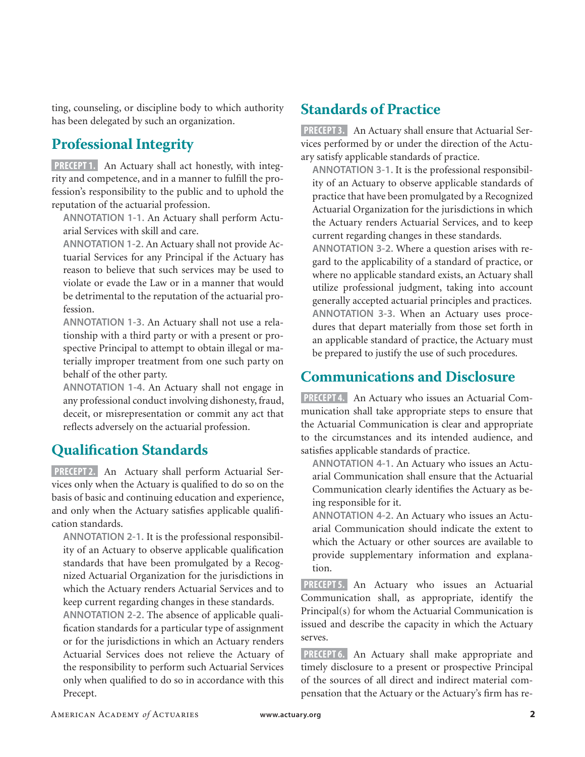ting, counseling, or discipline body to which authority has been delegated by such an organization.

## Professional Integrity

**PRECEPT 1.** An Actuary shall act honestly, with integrity and competence, and in a manner to fulfill the profession's responsibility to the public and to uphold the reputation of the actuarial profession.

**ANNOTATION 1-1.** An Actuary shall perform Actuarial Services with skill and care.

**ANNOTATION 1-2.** An Actuary shall not provide Actuarial Services for any Principal if the Actuary has reason to believe that such services may be used to violate or evade the Law or in a manner that would be detrimental to the reputation of the actuarial profession.

**ANNOTATION 1-3.** An Actuary shall not use a relationship with a third party or with a present or prospective Principal to attempt to obtain illegal or materially improper treatment from one such party on behalf of the other party.

**ANNOTATION 1-4.** An Actuary shall not engage in any professional conduct involving dishonesty, fraud, deceit, or misrepresentation or commit any act that reflects adversely on the actuarial profession.

## Qualification Standards

**PRECEPT 2.** An Actuary shall perform Actuarial Services only when the Actuary is qualified to do so on the basis of basic and continuing education and experience, and only when the Actuary satisfies applicable qualification standards.

**ANNOTATION 2-1.** It is the professional responsibility of an Actuary to observe applicable qualification standards that have been promulgated by a Recognized Actuarial Organization for the jurisdictions in which the Actuary renders Actuarial Services and to keep current regarding changes in these standards.

**ANNOTATION 2-2.** The absence of applicable qualification standards for a particular type of assignment or for the jurisdictions in which an Actuary renders Actuarial Services does not relieve the Actuary of the responsibility to perform such Actuarial Services only when qualified to do so in accordance with this Precept.

## Standards of Practice

**PRECEPT 3.** An Actuary shall ensure that Actuarial Services performed by or under the direction of the Actuary satisfy applicable standards of practice.

**ANNOTATION 3-1.** It is the professional responsibility of an Actuary to observe applicable standards of practice that have been promulgated by a Recognized Actuarial Organization for the jurisdictions in which the Actuary renders Actuarial Services, and to keep current regarding changes in these standards.

**ANNOTATION 3-2.** Where a question arises with regard to the applicability of a standard of practice, or where no applicable standard exists, an Actuary shall utilize professional judgment, taking into account generally accepted actuarial principles and practices.

**ANNOTATION 3-3.** When an Actuary uses procedures that depart materially from those set forth in an applicable standard of practice, the Actuary must be prepared to justify the use of such procedures.

## Communications and Disclosure

**PRECEPT 4.** An Actuary who issues an Actuarial Communication shall take appropriate steps to ensure that the Actuarial Communication is clear and appropriate to the circumstances and its intended audience, and satisfies applicable standards of practice.

**ANNOTATION 4-1.** An Actuary who issues an Actuarial Communication shall ensure that the Actuarial Communication clearly identifies the Actuary as being responsible for it.

**ANNOTATION 4-2.** An Actuary who issues an Actuarial Communication should indicate the extent to which the Actuary or other sources are available to provide supplementary information and explanation.

**PRECEPT 5.** An Actuary who issues an Actuarial Communication shall, as appropriate, identify the Principal(s) for whom the Actuarial Communication is issued and describe the capacity in which the Actuary serves.

**PRECEPT 6.** An Actuary shall make appropriate and timely disclosure to a present or prospective Principal of the sources of all direct and indirect material compensation that the Actuary or the Actuary's firm has re-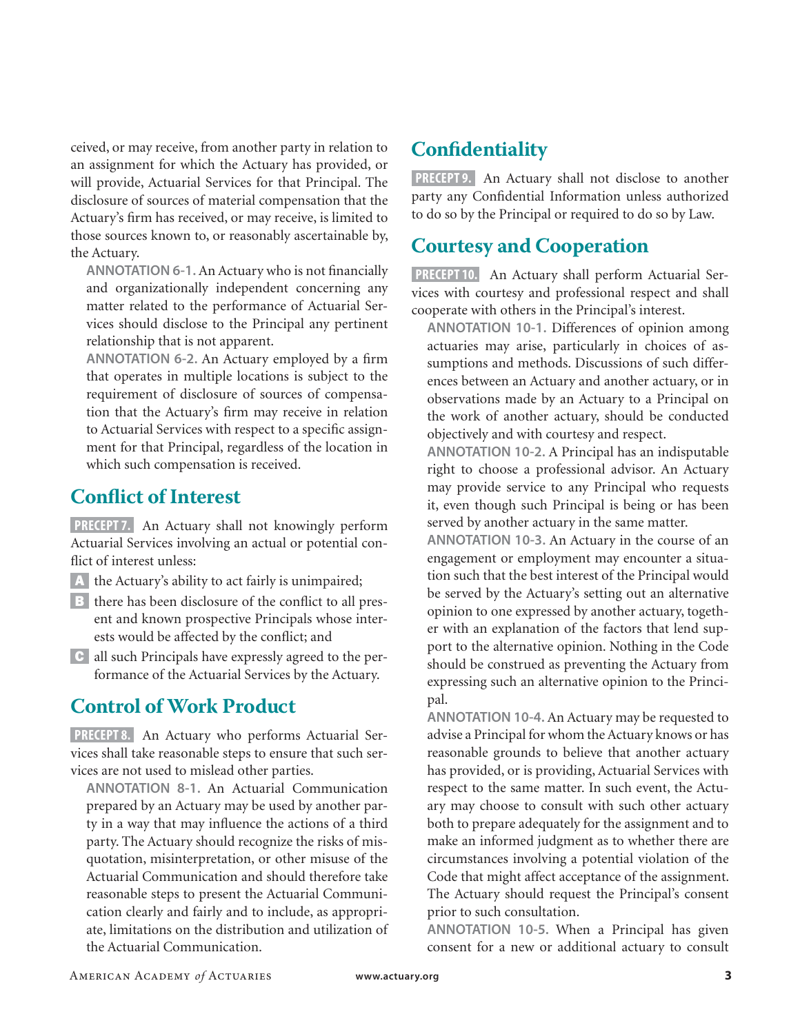ceived, or may receive, from another party in relation to an assignment for which the Actuary has provided, or will provide, Actuarial Services for that Principal. The disclosure of sources of material compensation that the Actuary's firm has received, or may receive, is limited to those sources known to, or reasonably ascertainable by, the Actuary.

**ANNOTATION 6-1.** An Actuary who is not financially and organizationally independent concerning any matter related to the performance of Actuarial Services should disclose to the Principal any pertinent relationship that is not apparent.

**ANNOTATION 6-2.** An Actuary employed by a firm that operates in multiple locations is subject to the requirement of disclosure of sources of compensation that the Actuary's firm may receive in relation to Actuarial Services with respect to a specific assignment for that Principal, regardless of the location in which such compensation is received.

## Conflict of Interest

**PRECEPT 7.** An Actuary shall not knowingly perform Actuarial Services involving an actual or potential conflict of interest unless:

- **A** the Actuary's ability to act fairly is unimpaired;
- **B** there has been disclosure of the conflict to all present and known prospective Principals whose interests would be affected by the conflict; and
- **C** all such Principals have expressly agreed to the performance of the Actuarial Services by the Actuary.

## Control of Work Product

**PRECEPT 8.** An Actuary who performs Actuarial Services shall take reasonable steps to ensure that such services are not used to mislead other parties.

**ANNOTATION 8-1.** An Actuarial Communication prepared by an Actuary may be used by another party in a way that may influence the actions of a third party. The Actuary should recognize the risks of misquotation, misinterpretation, or other misuse of the Actuarial Communication and should therefore take reasonable steps to present the Actuarial Communication clearly and fairly and to include, as appropriate, limitations on the distribution and utilization of the Actuarial Communication.

## Confidentiality

**PRECEPT 9.** An Actuary shall not disclose to another party any Confidential Information unless authorized to do so by the Principal or required to do so by Law.

## Courtesy and Cooperation

**PRECEPT 10.** An Actuary shall perform Actuarial Services with courtesy and professional respect and shall cooperate with others in the Principal's interest.

**ANNOTATION 10-1.** Differences of opinion among actuaries may arise, particularly in choices of assumptions and methods. Discussions of such differences between an Actuary and another actuary, or in observations made by an Actuary to a Principal on the work of another actuary, should be conducted objectively and with courtesy and respect.

**ANNOTATION 10-2.** A Principal has an indisputable right to choose a professional advisor. An Actuary may provide service to any Principal who requests it, even though such Principal is being or has been served by another actuary in the same matter.

**ANNOTATION 10-3.** An Actuary in the course of an engagement or employment may encounter a situation such that the best interest of the Principal would be served by the Actuary's setting out an alternative opinion to one expressed by another actuary, together with an explanation of the factors that lend support to the alternative opinion. Nothing in the Code should be construed as preventing the Actuary from expressing such an alternative opinion to the Principal.

**ANNOTATION 10-4.** An Actuary may be requested to advise a Principal for whom the Actuary knows or has reasonable grounds to believe that another actuary has provided, or is providing, Actuarial Services with respect to the same matter. In such event, the Actuary may choose to consult with such other actuary both to prepare adequately for the assignment and to make an informed judgment as to whether there are circumstances involving a potential violation of the Code that might affect acceptance of the assignment. The Actuary should request the Principal's consent prior to such consultation.

**ANNOTATION 10-5.** When a Principal has given consent for a new or additional actuary to consult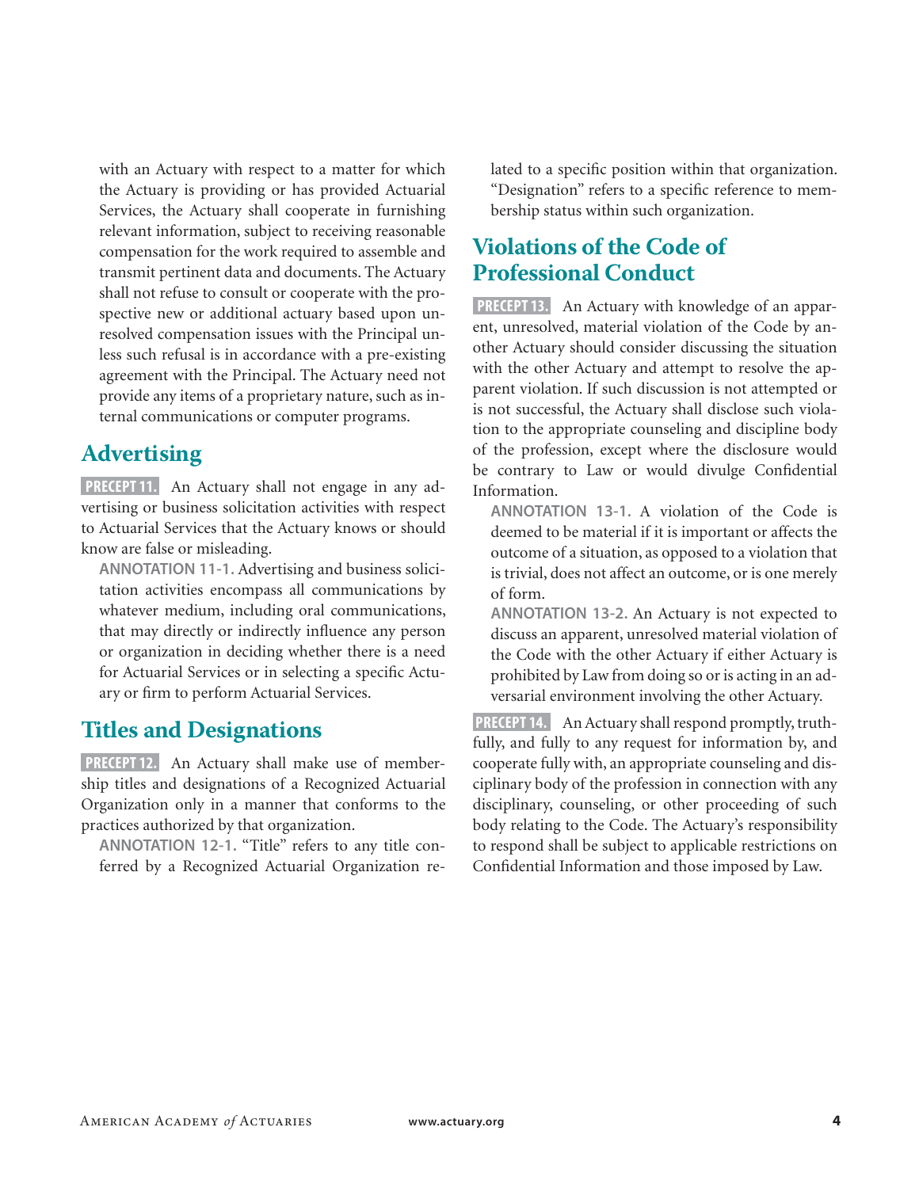with an Actuary with respect to a matter for which the Actuary is providing or has provided Actuarial Services, the Actuary shall cooperate in furnishing relevant information, subject to receiving reasonable compensation for the work required to assemble and transmit pertinent data and documents. The Actuary shall not refuse to consult or cooperate with the prospective new or additional actuary based upon unresolved compensation issues with the Principal unless such refusal is in accordance with a pre-existing agreement with the Principal. The Actuary need not provide any items of a proprietary nature, such as internal communications or computer programs.

## Advertising

**PRECEPT 11.** An Actuary shall not engage in any advertising or business solicitation activities with respect to Actuarial Services that the Actuary knows or should know are false or misleading.

**ANNOTATION 11-1.** Advertising and business solicitation activities encompass all communications by whatever medium, including oral communications, that may directly or indirectly influence any person or organization in deciding whether there is a need for Actuarial Services or in selecting a specific Actuary or firm to perform Actuarial Services.

## Titles and Designations

**PRECEPT 12.** An Actuary shall make use of membership titles and designations of a Recognized Actuarial Organization only in a manner that conforms to the practices authorized by that organization.

**ANNOTATION 12-1.** "Title" refers to any title conferred by a Recognized Actuarial Organization related to a specific position within that organization. "Designation" refers to a specific reference to membership status within such organization.

## Violations of the Code of Professional Conduct

**PRECEPT 13.** An Actuary with knowledge of an apparent, unresolved, material violation of the Code by another Actuary should consider discussing the situation with the other Actuary and attempt to resolve the apparent violation. If such discussion is not attempted or is not successful, the Actuary shall disclose such violation to the appropriate counseling and discipline body of the profession, except where the disclosure would be contrary to Law or would divulge Confidential Information.

**ANNOTATION 13-1.** A violation of the Code is deemed to be material if it is important or affects the outcome of a situation, as opposed to a violation that is trivial, does not affect an outcome, or is one merely of form.

**ANNOTATION 13-2.** An Actuary is not expected to discuss an apparent, unresolved material violation of the Code with the other Actuary if either Actuary is prohibited by Law from doing so or is acting in an adversarial environment involving the other Actuary.

**PRECEPT 14.** An Actuary shall respond promptly, truthfully, and fully to any request for information by, and cooperate fully with, an appropriate counseling and disciplinary body of the profession in connection with any disciplinary, counseling, or other proceeding of such body relating to the Code. The Actuary's responsibility to respond shall be subject to applicable restrictions on Confidential Information and those imposed by Law.